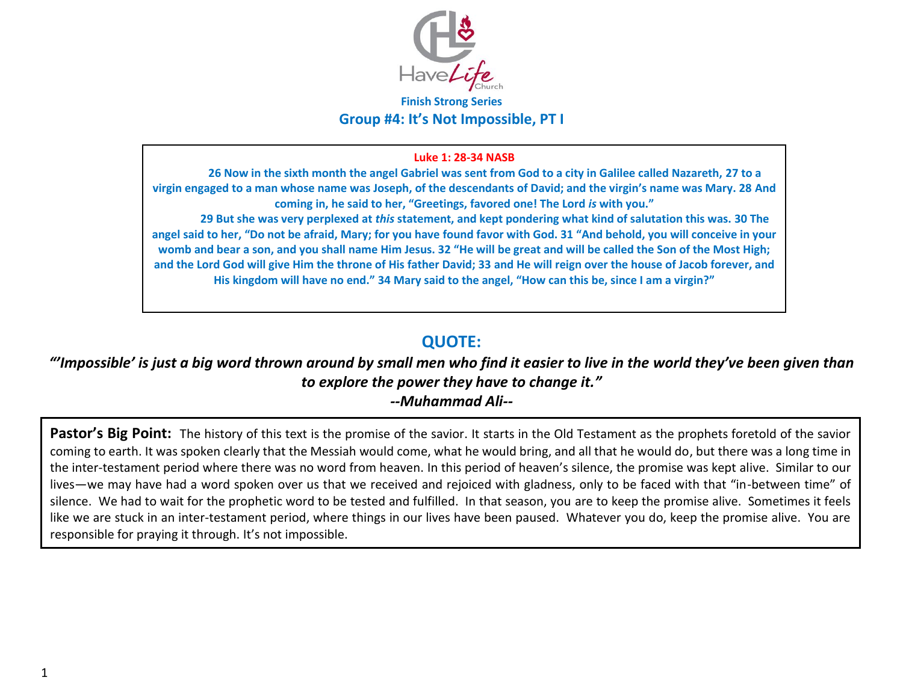HaveLife Church

**Finish Strong Series**

## Group #4: It's Not Impossible, PT I

**Luke 1: 28-34 NASB**

**26 Now in the sixth month the angel Gabriel was sent from God to a city in Galilee called Nazareth, 27 to a virgin engaged to a man whose name was Joseph, of the descendants of David; and the virgin's name was Mary. 28 And coming in, he said to her, "Greetings, favored one! The Lord *is* with you."**

**29 But she was very perplexed at *this* statement, and kept pondering what kind of salutation this was. 30 The angel said to her, "Do not be afraid, Mary; for you have found favor with God. 31 "And behold, you will conceive in your womb and bear a son, and you shall name Him Jesus. 32 "He will be great and will be called the Son of the Most High; and the Lord God will give Him the throne of His father David; 33 and He will reign over the house of Jacob forever, and His kingdom will have no end." 34 Mary said to the angel, "How can this be, since I am a virgin?"**

## QUOTE:

***"'Impossible' is just a big word thrown around by small men who find it easier to live in the world they've been given than to explore the power they have to change it."***

***--Muhammad Ali--***

**Pastor's Big Point:** The history of this text is the promise of the savior. It starts in the Old Testament as the prophets foretold of the savior coming to earth. It was spoken clearly that the Messiah would come, what he would bring, and all that he would do, but there was a long time in the inter-testament period where there was no word from heaven. In this period of heaven's silence, the promise was kept alive. Similar to our lives—we may have had a word spoken over us that we received and rejoiced with gladness, only to be faced with that "in-between time" of silence. We had to wait for the prophetic word to be tested and fulfilled. In that season, you are to keep the promise alive. Sometimes it feels like we are stuck in an inter-testament period, where things in our lives have been paused. Whatever you do, keep the promise alive. You are responsible for praying it through. It's not impossible.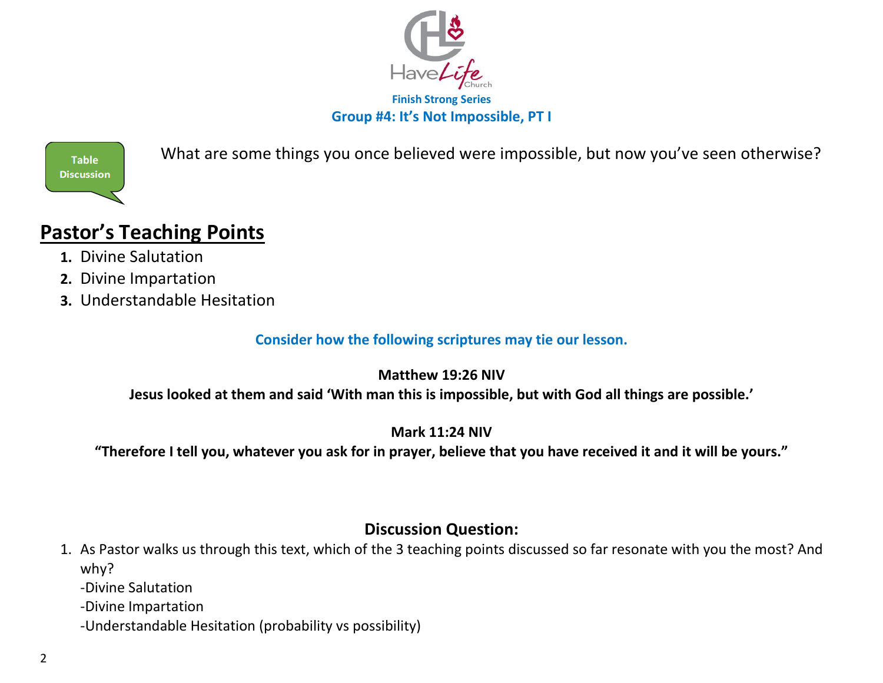Have Life Church

**Finish Strong Series**

**Group #4: It's Not Impossible, PT I**

**Table Discussion**

What are some things you once believed were impossible, but now you've seen otherwise?

## Pastor's Teaching Points

1. Divine Salutation
2. Divine Impartation
3. Understandable Hesitation

**Consider how the following scriptures may tie our lesson.**

**Matthew 19:26 NIV**

**Jesus looked at them and said 'With man this is impossible, but with God all things are possible.'**

**Mark 11:24 NIV**

**"Therefore I tell you, whatever you ask for in prayer, believe that you have received it and it will be yours."**

### Discussion Question:

1. As Pastor walks us through this text, which of the 3 teaching points discussed so far resonate with you the most? And why?
   -Divine Salutation
   -Divine Impartation
   -Understandable Hesitation (probability vs possibility)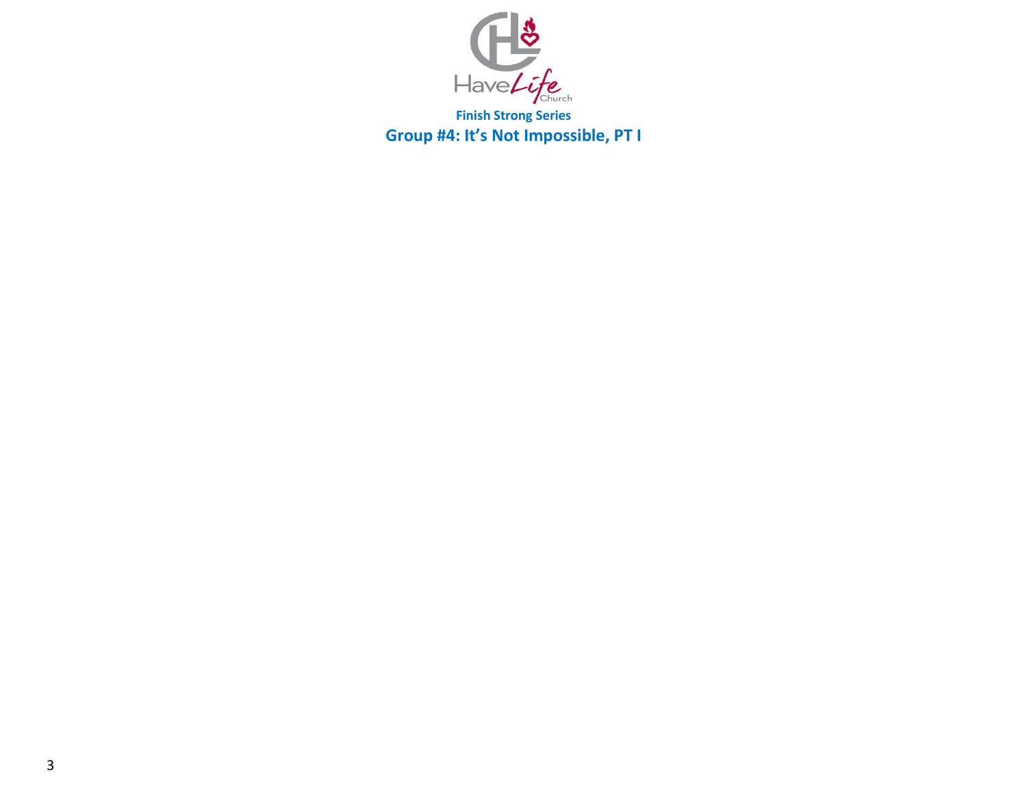HaveLife Church

**Finish Strong Series**

## Group #4: It's Not Impossible, PT I